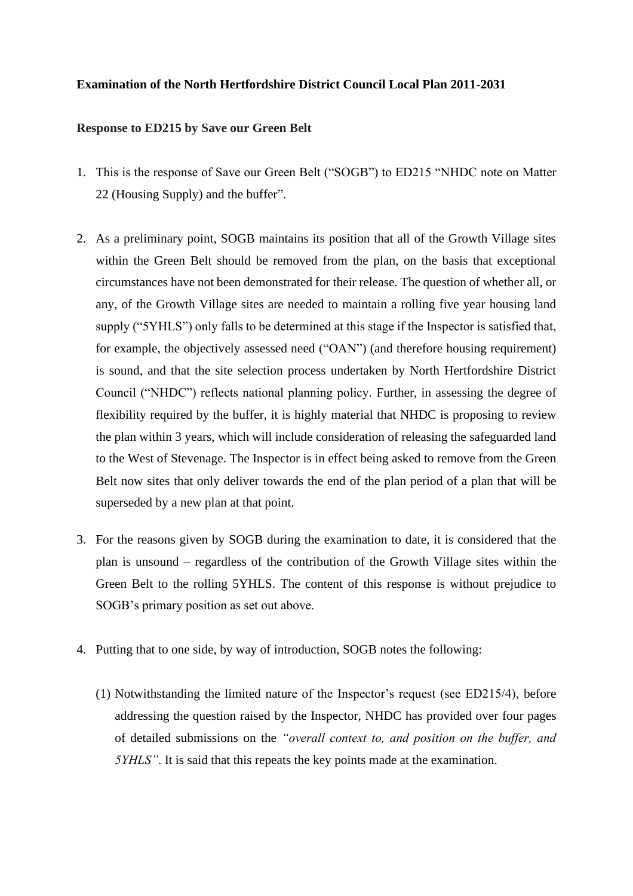**Examination of the North Hertfordshire District Council Local Plan 2011-2031**

**Response to ED215 by Save our Green Belt**

1. This is the response of Save our Green Belt ("SOGB") to ED215 "NHDC note on Matter 22 (Housing Supply) and the buffer".

2. As a preliminary point, SOGB maintains its position that all of the Growth Village sites within the Green Belt should be removed from the plan, on the basis that exceptional circumstances have not been demonstrated for their release. The question of whether all, or any, of the Growth Village sites are needed to maintain a rolling five year housing land supply ("5YHLS") only falls to be determined at this stage if the Inspector is satisfied that, for example, the objectively assessed need ("OAN") (and therefore housing requirement) is sound, and that the site selection process undertaken by North Hertfordshire District Council ("NHDC") reflects national planning policy. Further, in assessing the degree of flexibility required by the buffer, it is highly material that NHDC is proposing to review the plan within 3 years, which will include consideration of releasing the safeguarded land to the West of Stevenage. The Inspector is in effect being asked to remove from the Green Belt now sites that only deliver towards the end of the plan period of a plan that will be superseded by a new plan at that point.

3. For the reasons given by SOGB during the examination to date, it is considered that the plan is unsound – regardless of the contribution of the Growth Village sites within the Green Belt to the rolling 5YHLS. The content of this response is without prejudice to SOGB's primary position as set out above.

4. Putting that to one side, by way of introduction, SOGB notes the following:

   (1) Notwithstanding the limited nature of the Inspector's request (see ED215/4), before addressing the question raised by the Inspector, NHDC has provided over four pages of detailed submissions on the *"overall context to, and position on the buffer, and 5YHLS"*. It is said that this repeats the key points made at the examination.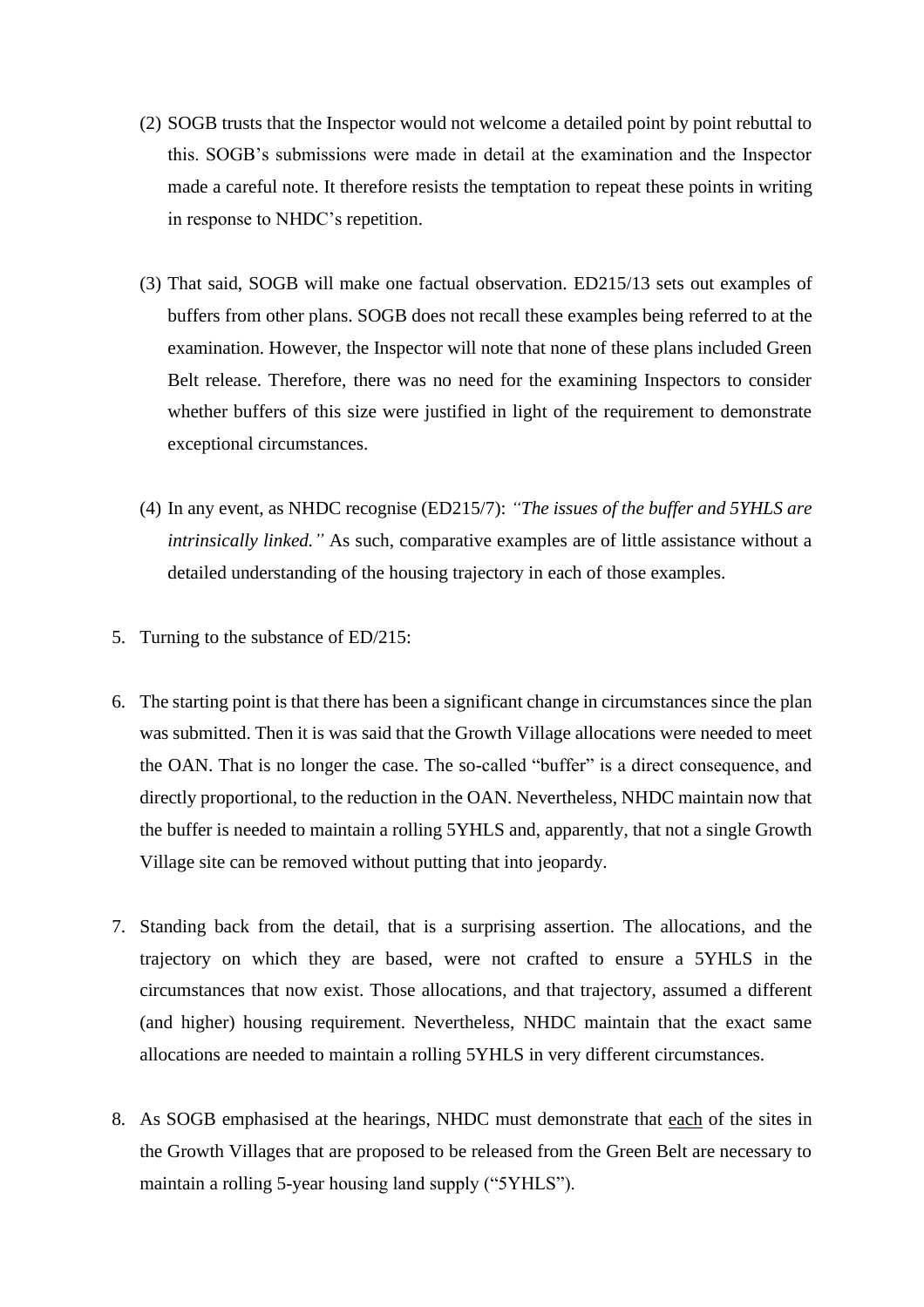(2) SOGB trusts that the Inspector would not welcome a detailed point by point rebuttal to this. SOGB's submissions were made in detail at the examination and the Inspector made a careful note. It therefore resists the temptation to repeat these points in writing in response to NHDC's repetition.

(3) That said, SOGB will make one factual observation. ED215/13 sets out examples of buffers from other plans. SOGB does not recall these examples being referred to at the examination. However, the Inspector will note that none of these plans included Green Belt release. Therefore, there was no need for the examining Inspectors to consider whether buffers of this size were justified in light of the requirement to demonstrate exceptional circumstances.

(4) In any event, as NHDC recognise (ED215/7): *"The issues of the buffer and 5YHLS are intrinsically linked."* As such, comparative examples are of little assistance without a detailed understanding of the housing trajectory in each of those examples.

5. Turning to the substance of ED/215:

6. The starting point is that there has been a significant change in circumstances since the plan was submitted. Then it is was said that the Growth Village allocations were needed to meet the OAN. That is no longer the case. The so-called "buffer" is a direct consequence, and directly proportional, to the reduction in the OAN. Nevertheless, NHDC maintain now that the buffer is needed to maintain a rolling 5YHLS and, apparently, that not a single Growth Village site can be removed without putting that into jeopardy.

7. Standing back from the detail, that is a surprising assertion. The allocations, and the trajectory on which they are based, were not crafted to ensure a 5YHLS in the circumstances that now exist. Those allocations, and that trajectory, assumed a different (and higher) housing requirement. Nevertheless, NHDC maintain that the exact same allocations are needed to maintain a rolling 5YHLS in very different circumstances.

8. As SOGB emphasised at the hearings, NHDC must demonstrate that <u>each</u> of the sites in the Growth Villages that are proposed to be released from the Green Belt are necessary to maintain a rolling 5-year housing land supply ("5YHLS").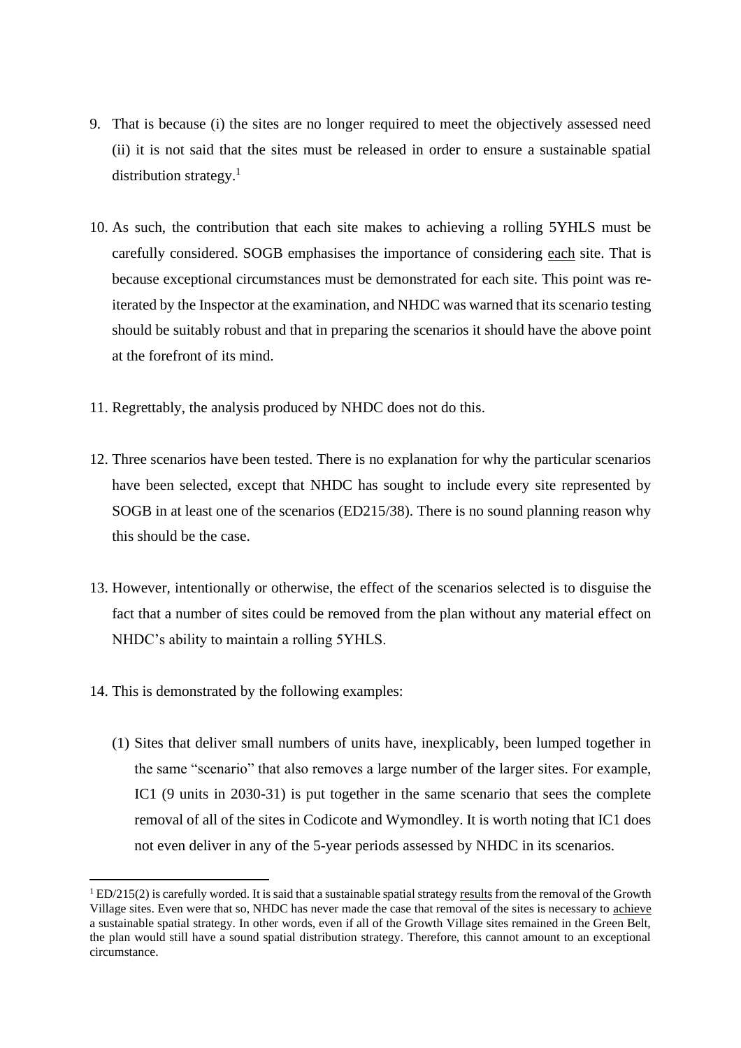9. That is because (i) the sites are no longer required to meet the objectively assessed need (ii) it is not said that the sites must be released in order to ensure a sustainable spatial distribution strategy.[1]

10. As such, the contribution that each site makes to achieving a rolling 5YHLS must be carefully considered. SOGB emphasises the importance of considering <u>each</u> site. That is because exceptional circumstances must be demonstrated for each site. This point was re-iterated by the Inspector at the examination, and NHDC was warned that its scenario testing should be suitably robust and that in preparing the scenarios it should have the above point at the forefront of its mind.

11. Regrettably, the analysis produced by NHDC does not do this.

12. Three scenarios have been tested. There is no explanation for why the particular scenarios have been selected, except that NHDC has sought to include every site represented by SOGB in at least one of the scenarios (ED215/38). There is no sound planning reason why this should be the case.

13. However, intentionally or otherwise, the effect of the scenarios selected is to disguise the fact that a number of sites could be removed from the plan without any material effect on NHDC's ability to maintain a rolling 5YHLS.

14. This is demonstrated by the following examples:

    (1) Sites that deliver small numbers of units have, inexplicably, been lumped together in the same "scenario" that also removes a large number of the larger sites. For example, IC1 (9 units in 2030-31) is put together in the same scenario that sees the complete removal of all of the sites in Codicote and Wymondley. It is worth noting that IC1 does not even deliver in any of the 5-year periods assessed by NHDC in its scenarios.

---

[1] ED/215(2) is carefully worded. It is said that a sustainable spatial strategy <u>results</u> from the removal of the Growth Village sites. Even were that so, NHDC has never made the case that removal of the sites is necessary to <u>achieve</u> a sustainable spatial strategy. In other words, even if all of the Growth Village sites remained in the Green Belt, the plan would still have a sound spatial distribution strategy. Therefore, this cannot amount to an exceptional circumstance.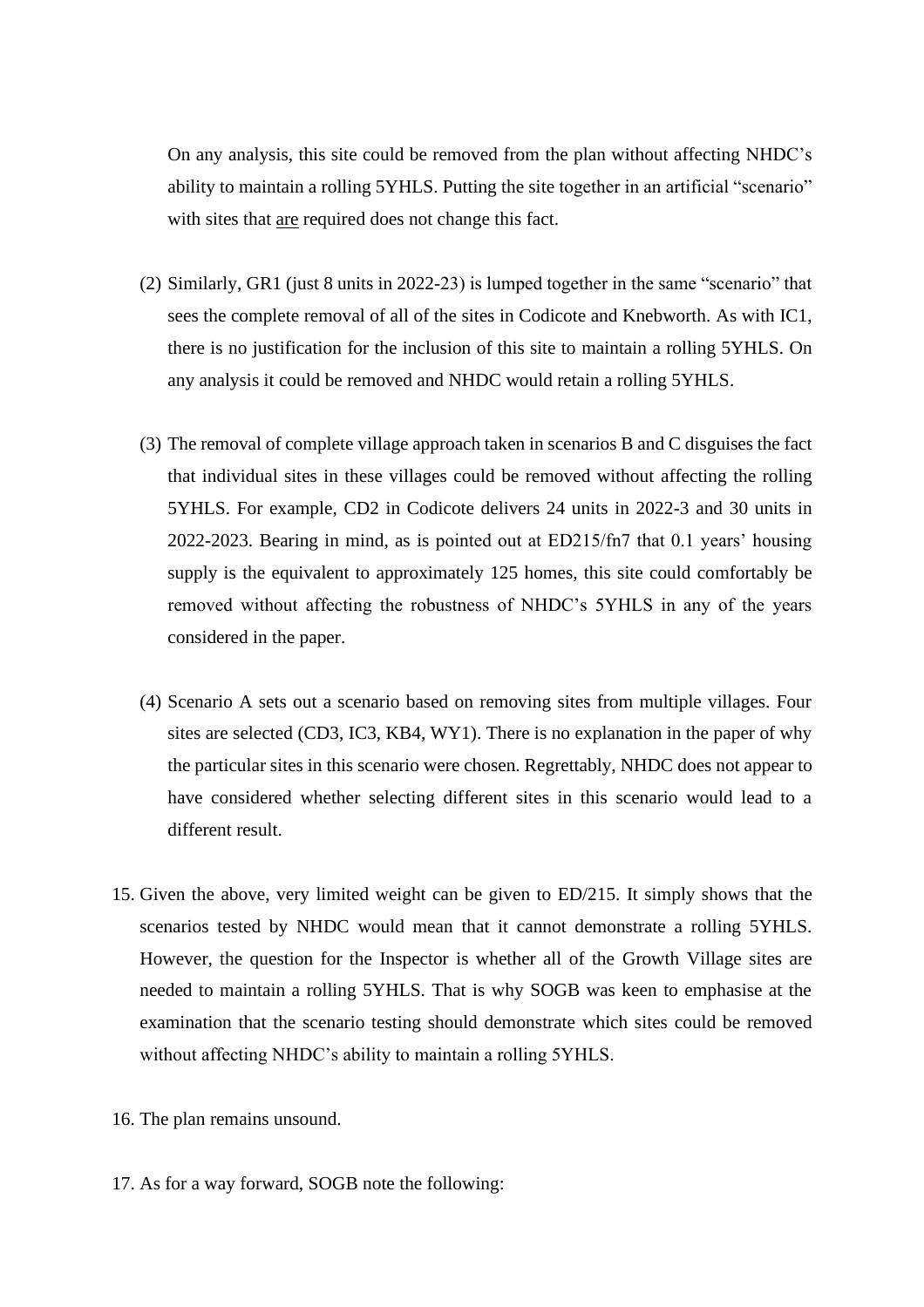On any analysis, this site could be removed from the plan without affecting NHDC's ability to maintain a rolling 5YHLS. Putting the site together in an artificial "scenario" with sites that <u>are</u> required does not change this fact.

(2) Similarly, GR1 (just 8 units in 2022-23) is lumped together in the same "scenario" that sees the complete removal of all of the sites in Codicote and Knebworth. As with IC1, there is no justification for the inclusion of this site to maintain a rolling 5YHLS. On any analysis it could be removed and NHDC would retain a rolling 5YHLS.

(3) The removal of complete village approach taken in scenarios B and C disguises the fact that individual sites in these villages could be removed without affecting the rolling 5YHLS. For example, CD2 in Codicote delivers 24 units in 2022-3 and 30 units in 2022-2023. Bearing in mind, as is pointed out at ED215/fn7 that 0.1 years' housing supply is the equivalent to approximately 125 homes, this site could comfortably be removed without affecting the robustness of NHDC's 5YHLS in any of the years considered in the paper.

(4) Scenario A sets out a scenario based on removing sites from multiple villages. Four sites are selected (CD3, IC3, KB4, WY1). There is no explanation in the paper of why the particular sites in this scenario were chosen. Regrettably, NHDC does not appear to have considered whether selecting different sites in this scenario would lead to a different result.

15. Given the above, very limited weight can be given to ED/215. It simply shows that the scenarios tested by NHDC would mean that it cannot demonstrate a rolling 5YHLS. However, the question for the Inspector is whether all of the Growth Village sites are needed to maintain a rolling 5YHLS. That is why SOGB was keen to emphasise at the examination that the scenario testing should demonstrate which sites could be removed without affecting NHDC's ability to maintain a rolling 5YHLS.

16. The plan remains unsound.

17. As for a way forward, SOGB note the following: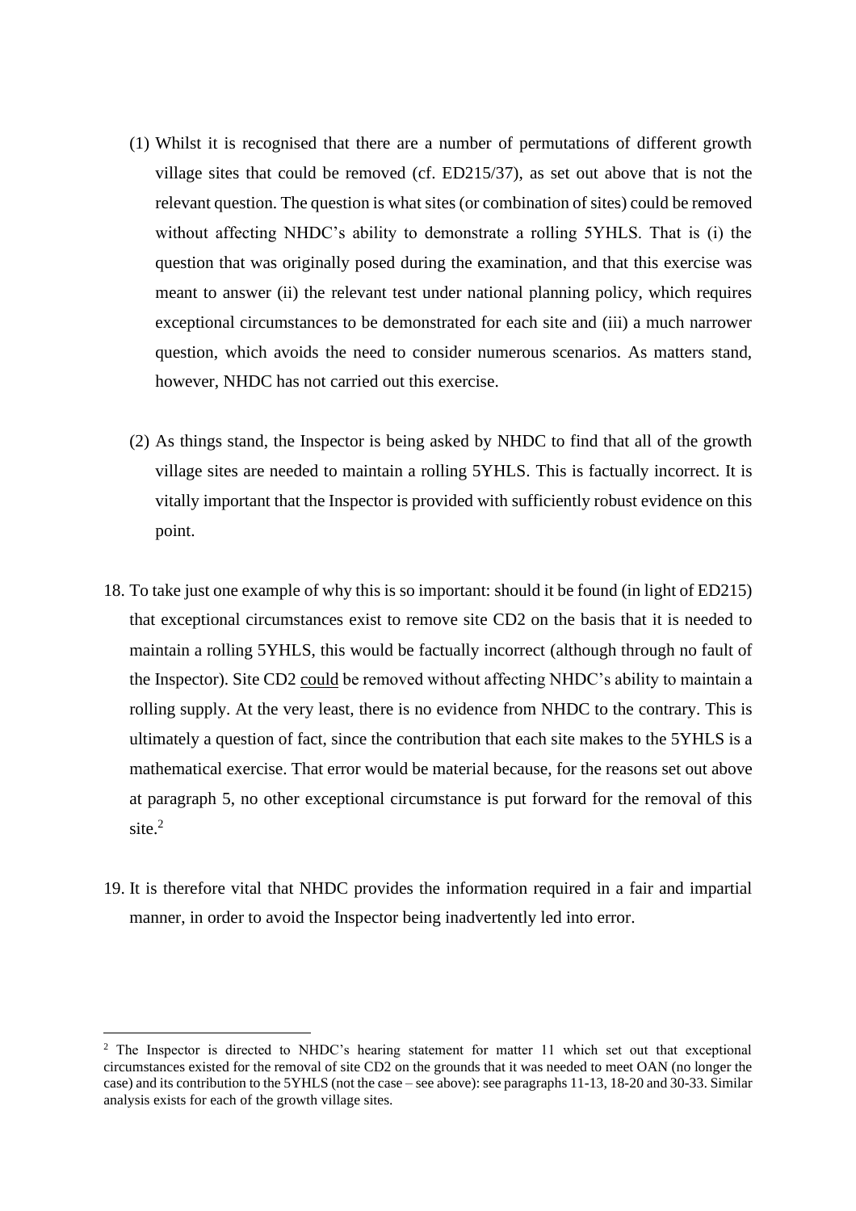(1) Whilst it is recognised that there are a number of permutations of different growth village sites that could be removed (cf. ED215/37), as set out above that is not the relevant question. The question is what sites (or combination of sites) could be removed without affecting NHDC's ability to demonstrate a rolling 5YHLS. That is (i) the question that was originally posed during the examination, and that this exercise was meant to answer (ii) the relevant test under national planning policy, which requires exceptional circumstances to be demonstrated for each site and (iii) a much narrower question, which avoids the need to consider numerous scenarios. As matters stand, however, NHDC has not carried out this exercise.

(2) As things stand, the Inspector is being asked by NHDC to find that all of the growth village sites are needed to maintain a rolling 5YHLS. This is factually incorrect. It is vitally important that the Inspector is provided with sufficiently robust evidence on this point.

18. To take just one example of why this is so important: should it be found (in light of ED215) that exceptional circumstances exist to remove site CD2 on the basis that it is needed to maintain a rolling 5YHLS, this would be factually incorrect (although through no fault of the Inspector). Site CD2 <u>could</u> be removed without affecting NHDC's ability to maintain a rolling supply. At the very least, there is no evidence from NHDC to the contrary. This is ultimately a question of fact, since the contribution that each site makes to the 5YHLS is a mathematical exercise. That error would be material because, for the reasons set out above at paragraph 5, no other exceptional circumstance is put forward for the removal of this site.[2]

19. It is therefore vital that NHDC provides the information required in a fair and impartial manner, in order to avoid the Inspector being inadvertently led into error.

---

[2] The Inspector is directed to NHDC's hearing statement for matter 11 which set out that exceptional circumstances existed for the removal of site CD2 on the grounds that it was needed to meet OAN (no longer the case) and its contribution to the 5YHLS (not the case – see above): see paragraphs 11-13, 18-20 and 30-33. Similar analysis exists for each of the growth village sites.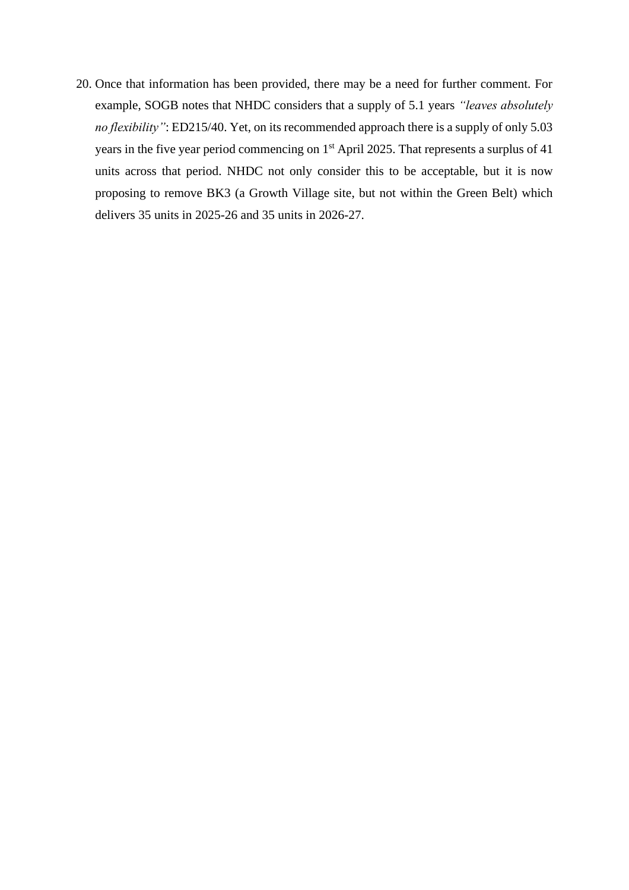20. Once that information has been provided, there may be a need for further comment. For example, SOGB notes that NHDC considers that a supply of 5.1 years *"leaves absolutely no flexibility"*: ED215/40. Yet, on its recommended approach there is a supply of only 5.03 years in the five year period commencing on 1st April 2025. That represents a surplus of 41 units across that period. NHDC not only consider this to be acceptable, but it is now proposing to remove BK3 (a Growth Village site, but not within the Green Belt) which delivers 35 units in 2025-26 and 35 units in 2026-27.